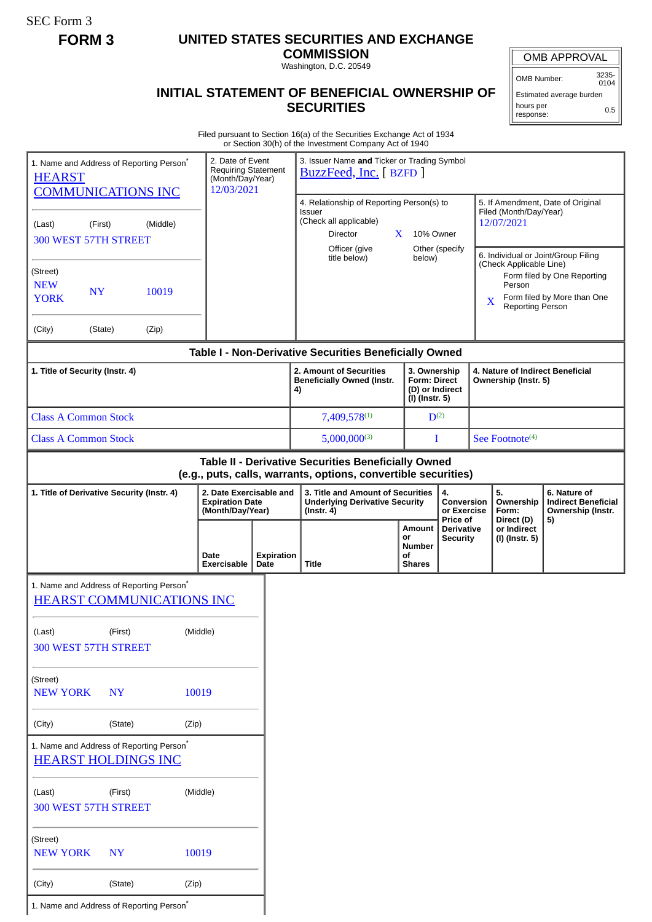SEC Form 3

**FORM 3**

# UNITED STATES SECURITIES AND EXCHANGE COMMISSION

Washington, D.C. 20549

## INITIAL STATEMENT OF BENEFICIAL OWNERSHIP OF SECURITIES

| OMB APPROVAL | |
|---|---|
| OMB Number: | 3235-0104 |
| Estimated average burden hours per response: | 0.5 |

Filed pursuant to Section 16(a) of the Securities Exchange Act of 1934 or Section 30(h) of the Investment Company Act of 1940

1. Name and Address of Reporting Person*
HEARST COMMUNICATIONS INC

(Last) (First) (Middle)
300 WEST 57TH STREET

(Street)
NEW YORK NY 10019

(City) (State) (Zip)

2. Date of Event Requiring Statement (Month/Day/Year)
12/03/2021

3. Issuer Name **and** Ticker or Trading Symbol
BuzzFeed, Inc. [ BZFD ]

4. Relationship of Reporting Person(s) to Issuer (Check all applicable)
Director
X 10% Owner
Officer (give title below)
Other (specify below)

5. If Amendment, Date of Original Filed (Month/Day/Year)
12/07/2021

6. Individual or Joint/Group Filing (Check Applicable Line)
Form filed by One Reporting Person
X Form filed by More than One Reporting Person

**Table I - Non-Derivative Securities Beneficially Owned**

| 1. Title of Security (Instr. 4) | 2. Amount of Securities Beneficially Owned (Instr. 4) | 3. Ownership Form: Direct (D) or Indirect (I) (Instr. 5) | 4. Nature of Indirect Beneficial Ownership (Instr. 5) |
|---|---|---|---|
| Class A Common Stock | 7,409,578[1] | D[2] | |
| Class A Common Stock | 5,000,000[3] | I | See Footnote[4] |

**Table II - Derivative Securities Beneficially Owned (e.g., puts, calls, warrants, options, convertible securities)**

| 1. Title of Derivative Security (Instr. 4) | 2. Date Exercisable and Expiration Date (Month/Day/Year) | | 3. Title and Amount of Securities Underlying Derivative Security (Instr. 4) | | 4. Conversion or Exercise Price of Derivative Security | 5. Ownership Form: Direct (D) or Indirect (I) (Instr. 5) | 6. Nature of Indirect Beneficial Ownership (Instr. 5) |
|---|---|---|---|---|---|---|---|
| | Date Exercisable | Expiration Date | Title | Amount or Number of Shares | | | |

1. Name and Address of Reporting Person*
HEARST COMMUNICATIONS INC

(Last) (First) (Middle)
300 WEST 57TH STREET

(Street)
NEW YORK NY 10019

(City) (State) (Zip)

1. Name and Address of Reporting Person*
HEARST HOLDINGS INC

(Last) (First) (Middle)
300 WEST 57TH STREET

(Street)
NEW YORK NY 10019

(City) (State) (Zip)

1. Name and Address of Reporting Person*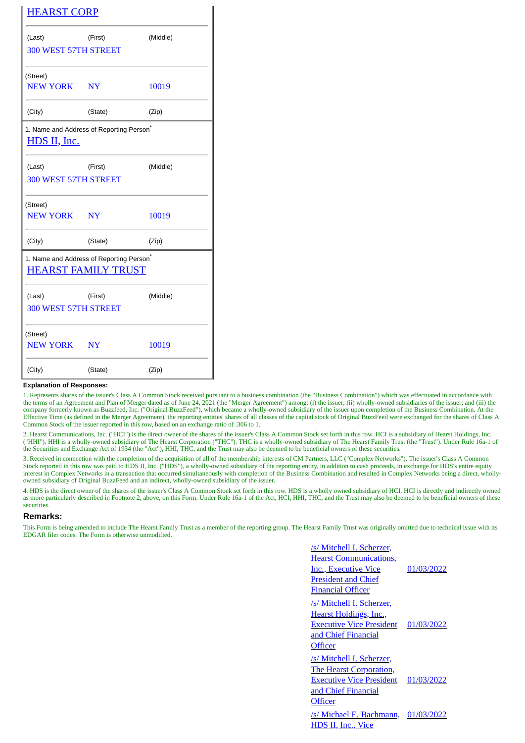HEARST CORP

| (Last) | (First) | (Middle) |
|---|---|---|
| 300 WEST 57TH STREET | | |
| (Street) | | |
| NEW YORK | NY | 10019 |
| (City) | (State) | (Zip) |

1. Name and Address of Reporting Person*

HDS II, Inc.

| (Last) | (First) | (Middle) |
|---|---|---|
| 300 WEST 57TH STREET | | |
| (Street) | | |
| NEW YORK | NY | 10019 |
| (City) | (State) | (Zip) |

1. Name and Address of Reporting Person*

HEARST FAMILY TRUST

| (Last) | (First) | (Middle) |
|---|---|---|
| 300 WEST 57TH STREET | | |
| (Street) | | |
| NEW YORK | NY | 10019 |
| (City) | (State) | (Zip) |

**Explanation of Responses:**

1. Represents shares of the issuer's Class A Common Stock received pursuant to a business combination (the "Business Combination") which was effectuated in accordance with the terms of an Agreement and Plan of Merger dated as of June 24, 2021 (the "Merger Agreement") among: (i) the issuer; (ii) wholly-owned subsidiaries of the issuer; and (iii) the company formerly known as Buzzfeed, Inc. ("Original BuzzFeed"), which became a wholly-owned subsidiary of the issuer upon completion of the Business Combination. At the Effective Time (as defined in the Merger Agreement), the reporting entities' shares of all classes of the capital stock of Original BuzzFeed were exchanged for the shares of Class A Common Stock of the issuer reported in this row, based on an exchange ratio of .306 to 1.

2. Hearst Communications, Inc. ("HCI") is the direct owner of the shares of the issuer's Class A Common Stock set forth in this row. HCI is a subsidiary of Hearst Holdings, Inc. ("HHI"). HHI is a wholly-owned subsidiary of The Hearst Corporation ("THC"). THC is a wholly-owned subsidiary of The Hearst Family Trust (the "Trust"). Under Rule 16a-1 of the Securities and Exchange Act of 1934 (the "Act"), HHI, THC, and the Trust may also be deemed to be beneficial owners of these securities.

3. Received in connection with the completion of the acquisition of all of the membership interests of CM Partners, LLC ("Complex Networks"). The issuer's Class A Common Stock reported in this row was paid to HDS II, Inc. ("HDS"), a wholly-owned subsidiary of the reporting entity, in addition to cash proceeds, in exchange for HDS's entire equity interest in Complex Networks in a transaction that occurred simultaneously with completion of the Business Combination and resulted in Complex Networks being a direct, wholly-owned subsidiary of Original BuzzFeed and an indirect, wholly-owned subsidiary of the issuer.

4. HDS is the direct owner of the shares of the issuer's Class A Common Stock set forth in this row. HDS is a wholly owned subsidiary of HCI. HCI is directly and indirectly owned as more particularly described in Footnote 2, above, on this Form. Under Rule 16a-1 of the Act, HCI, HHI, THC, and the Trust may also be deemed to be beneficial owners of these securities.

## Remarks:

This Form is being amended to include The Hearst Family Trust as a member of the reporting group. The Hearst Family Trust was originally omitted due to technical issue with its EDGAR filer codes. The Form is otherwise unmodified.

| | |
|---|---|
| /s/ Mitchell I. Scherzer, Hearst Communications, Inc., Executive Vice President and Chief Financial Officer | 01/03/2022 |
| /s/ Mitchell I. Scherzer, Hearst Holdings, Inc., Executive Vice President and Chief Financial Officer | 01/03/2022 |
| /s/ Mitchell I. Scherzer, The Hearst Corporation, Executive Vice President and Chief Financial Officer | 01/03/2022 |
| /s/ Michael E. Bachmann, HDS II, Inc., Vice | 01/03/2022 |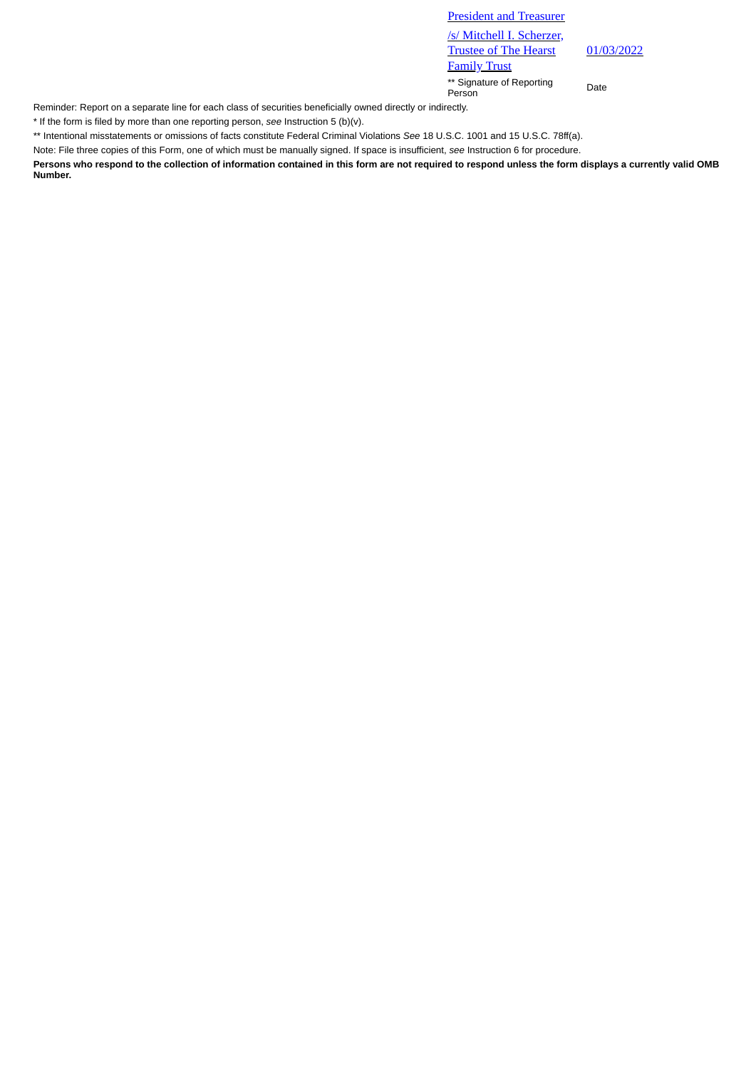President and Treasurer

/s/ Mitchell I. Scherzer, Trustee of The Hearst Family Trust | 01/03/2022

** Signature of Reporting Person | Date

Reminder: Report on a separate line for each class of securities beneficially owned directly or indirectly.

* If the form is filed by more than one reporting person, *see* Instruction 5 (b)(v).

** Intentional misstatements or omissions of facts constitute Federal Criminal Violations *See* 18 U.S.C. 1001 and 15 U.S.C. 78ff(a).

Note: File three copies of this Form, one of which must be manually signed. If space is insufficient, *see* Instruction 6 for procedure.

**Persons who respond to the collection of information contained in this form are not required to respond unless the form displays a currently valid OMB Number.**